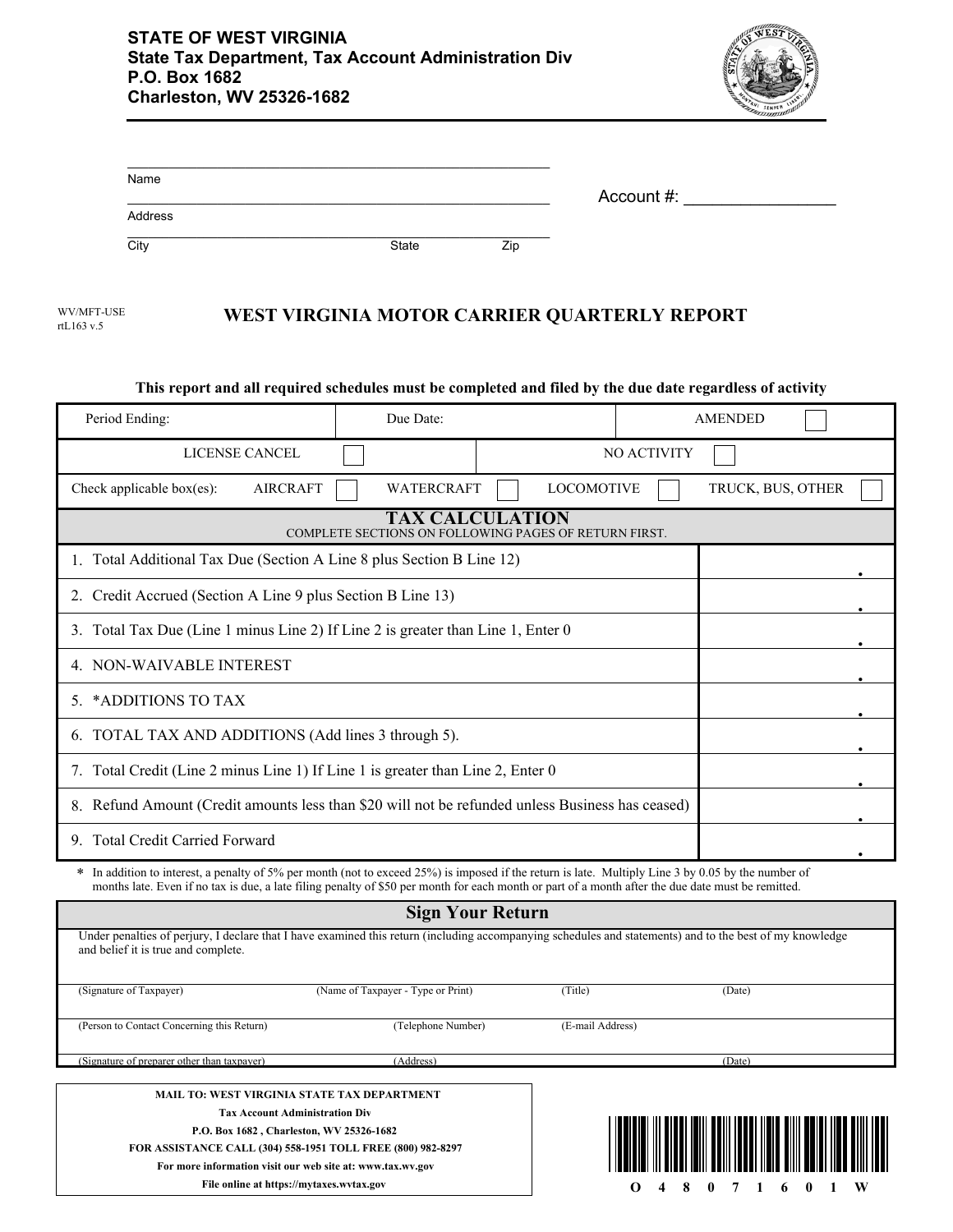**STATE OF WEST VIRGINIA**
**State Tax Department, Tax Account Administration Div**
**P.O. Box 1682**
**Charleston, WV 25326-1682**

Name ______________________________

Address ______________________________

City __________________ State ________ Zip ________

Account #: ________________

WV/MFT-USE
rtL163 v.5

# WEST VIRGINIA MOTOR CARRIER QUARTERLY REPORT

**This report and all required schedules must be completed and filed by the due date regardless of activity**

| Period Ending: | Due Date: | AMENDED ☐ |
|---|---|---|
| LICENSE CANCEL ☐ | NO ACTIVITY ☐ | |

Check applicable box(es): AIRCRAFT ☐ WATERCRAFT ☐ LOCOMOTIVE ☐ TRUCK, BUS, OTHER ☐

## TAX CALCULATION

COMPLETE SECTIONS ON FOLLOWING PAGES OF RETURN FIRST.

| Line | Amount |
|---|---|
| 1. Total Additional Tax Due (Section A Line 8 plus Section B Line 12) | . |
| 2. Credit Accrued (Section A Line 9 plus Section B Line 13) | . |
| 3. Total Tax Due (Line 1 minus Line 2) If Line 2 is greater than Line 1, Enter 0 | . |
| 4. NON-WAIVABLE INTEREST | . |
| 5. *ADDITIONS TO TAX | . |
| 6. TOTAL TAX AND ADDITIONS (Add lines 3 through 5). | . |
| 7. Total Credit (Line 2 minus Line 1) If Line 1 is greater than Line 2, Enter 0 | . |
| 8. Refund Amount (Credit amounts less than $20 will not be refunded unless Business has ceased) | . |
| 9. Total Credit Carried Forward | . |

\* In addition to interest, a penalty of 5% per month (not to exceed 25%) is imposed if the return is late. Multiply Line 3 by 0.05 by the number of months late. Even if no tax is due, a late filing penalty of $50 per month for each month or part of a month after the due date must be remitted.

## Sign Your Return

Under penalties of perjury, I declare that I have examined this return (including accompanying schedules and statements) and to the best of my knowledge and belief it is true and complete.

| (Signature of Taxpayer) | (Name of Taxpayer - Type or Print) | (Title) | (Date) |
|---|---|---|---|
| (Person to Contact Concerning this Return) | (Telephone Number) | (E-mail Address) | |
| (Signature of preparer other than taxpayer) | (Address) | | (Date) |

**MAIL TO: WEST VIRGINIA STATE TAX DEPARTMENT**
**Tax Account Administration Div**
**P.O. Box 1682 , Charleston, WV 25326-1682**
**FOR ASSISTANCE CALL (304) 558-1951 TOLL FREE (800) 982-8297**
**For more information visit our web site at: www.tax.wv.gov**
**File online at https://mytaxes.wvtax.gov**

O 4 8 0 7 1 6 0 1 W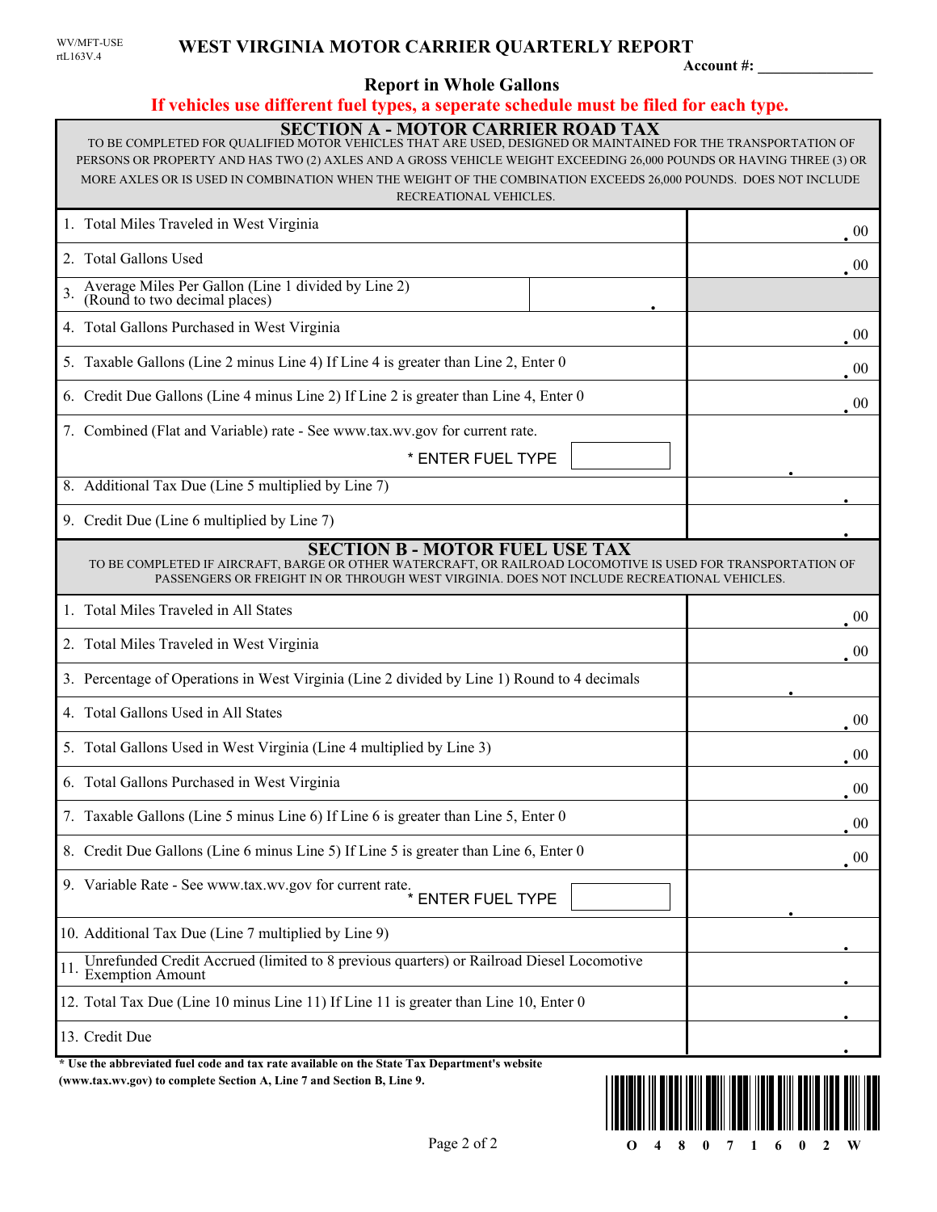WV/MFT-USE
rtL163V.4

# WEST VIRGINIA MOTOR CARRIER QUARTERLY REPORT

**Account #:** _______________

**Report in Whole Gallons**

**If vehicles use different fuel types, a seperate schedule must be filed for each type.**

## SECTION A - MOTOR CARRIER ROAD TAX

TO BE COMPLETED FOR QUALIFIED MOTOR VEHICLES THAT ARE USED, DESIGNED OR MAINTAINED FOR THE TRANSPORTATION OF PERSONS OR PROPERTY AND HAS TWO (2) AXLES AND A GROSS VEHICLE WEIGHT EXCEEDING 26,000 POUNDS OR HAVING THREE (3) OR MORE AXLES OR IS USED IN COMBINATION WHEN THE WEIGHT OF THE COMBINATION EXCEEDS 26,000 POUNDS. DOES NOT INCLUDE RECREATIONAL VEHICLES.

| | | |
|---|---|---|
| 1. Total Miles Traveled in West Virginia | | .00 |
| 2. Total Gallons Used | | .00 |
| 3. Average Miles Per Gallon (Line 1 divided by Line 2) (Round to two decimal places) | . | |
| 4. Total Gallons Purchased in West Virginia | | .00 |
| 5. Taxable Gallons (Line 2 minus Line 4) If Line 4 is greater than Line 2, Enter 0 | | .00 |
| 6. Credit Due Gallons (Line 4 minus Line 2) If Line 2 is greater than Line 4, Enter 0 | | .00 |
| 7. Combined (Flat and Variable) rate - See www.tax.wv.gov for current rate. * ENTER FUEL TYPE | | . |
| 8. Additional Tax Due (Line 5 multiplied by Line 7) | | . |
| 9. Credit Due (Line 6 multiplied by Line 7) | | . |

## SECTION B - MOTOR FUEL USE TAX

TO BE COMPLETED IF AIRCRAFT, BARGE OR OTHER WATERCRAFT, OR RAILROAD LOCOMOTIVE IS USED FOR TRANSPORTATION OF PASSENGERS OR FREIGHT IN OR THROUGH WEST VIRGINIA. DOES NOT INCLUDE RECREATIONAL VEHICLES.

| | |
|---|---|
| 1. Total Miles Traveled in All States | .00 |
| 2. Total Miles Traveled in West Virginia | .00 |
| 3. Percentage of Operations in West Virginia (Line 2 divided by Line 1) Round to 4 decimals | . |
| 4. Total Gallons Used in All States | .00 |
| 5. Total Gallons Used in West Virginia (Line 4 multiplied by Line 3) | .00 |
| 6. Total Gallons Purchased in West Virginia | .00 |
| 7. Taxable Gallons (Line 5 minus Line 6) If Line 6 is greater than Line 5, Enter 0 | .00 |
| 8. Credit Due Gallons (Line 6 minus Line 5) If Line 5 is greater than Line 6, Enter 0 | .00 |
| 9. Variable Rate - See www.tax.wv.gov for current rate. * ENTER FUEL TYPE | . |
| 10. Additional Tax Due (Line 7 multiplied by Line 9) | . |
| 11. Unrefunded Credit Accrued (limited to 8 previous quarters) or Railroad Diesel Locomotive Exemption Amount | . |
| 12. Total Tax Due (Line 10 minus Line 11) If Line 11 is greater than Line 10, Enter 0 | . |
| 13. Credit Due | . |

**\* Use the abbreviated fuel code and tax rate available on the State Tax Department's website (www.tax.wv.gov) to complete Section A, Line 7 and Section B, Line 9.**

O 4 8 0 7 1 6 0 2 W